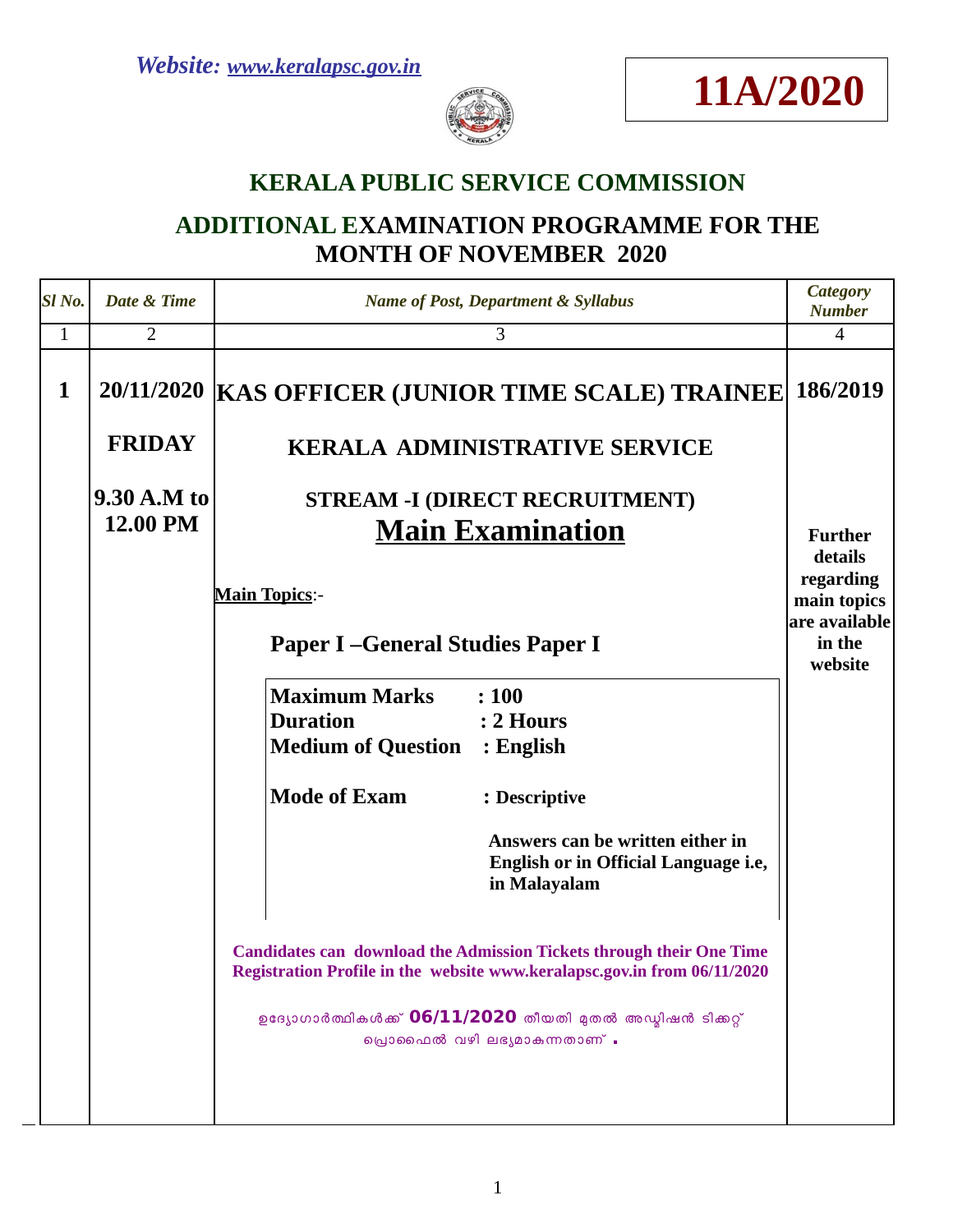*Website: www.keralapsc.gov.in*

**11A/2020**

## KERALA PUBLIC SERVICE COMMISSION

## ADDITIONAL EXAMINATION PROGRAMME FOR THE MONTH OF NOVEMBER 2020

| *Sl No.* | *Date & Time* | *Name of Post, Department & Syllabus* | *Category Number* |
|---|---|---|---|
| 1 | 2 | 3 | 4 |
| **1** | **20/11/2020**<br><br>**FRIDAY**<br><br>**9.30 A.M to 12.00 PM** | **KAS OFFICER (JUNIOR TIME SCALE) TRAINEE**<br><br>**KERALA ADMINISTRATIVE SERVICE**<br><br>**STREAM -I (DIRECT RECRUITMENT)**<br><br>**Main Examination**<br><br>**Main Topics**:-<br><br>**Paper I –General Studies Paper I**<br><br>**Maximum Marks : 100**<br>**Duration : 2 Hours**<br>**Medium of Question : English**<br>**Mode of Exam : Descriptive**<br>**Answers can be written either in English or in Official Language i.e, in Malayalam**<br><br>**Candidates can download the Admission Tickets through their One Time Registration Profile in the website www.keralapsc.gov.in from 06/11/2020**<br><br>ഉദ്യോഗാർത്ഥികൾക്ക് **06/11/2020** തീയതി മുതൽ അഡ്മിഷൻ ടിക്കറ്റ് പ്രൊഫൈൽ വഴി ലഭ്യമാകുന്നതാണ് . | **186/2019**<br><br>**Further details regarding main topics are available in the website** |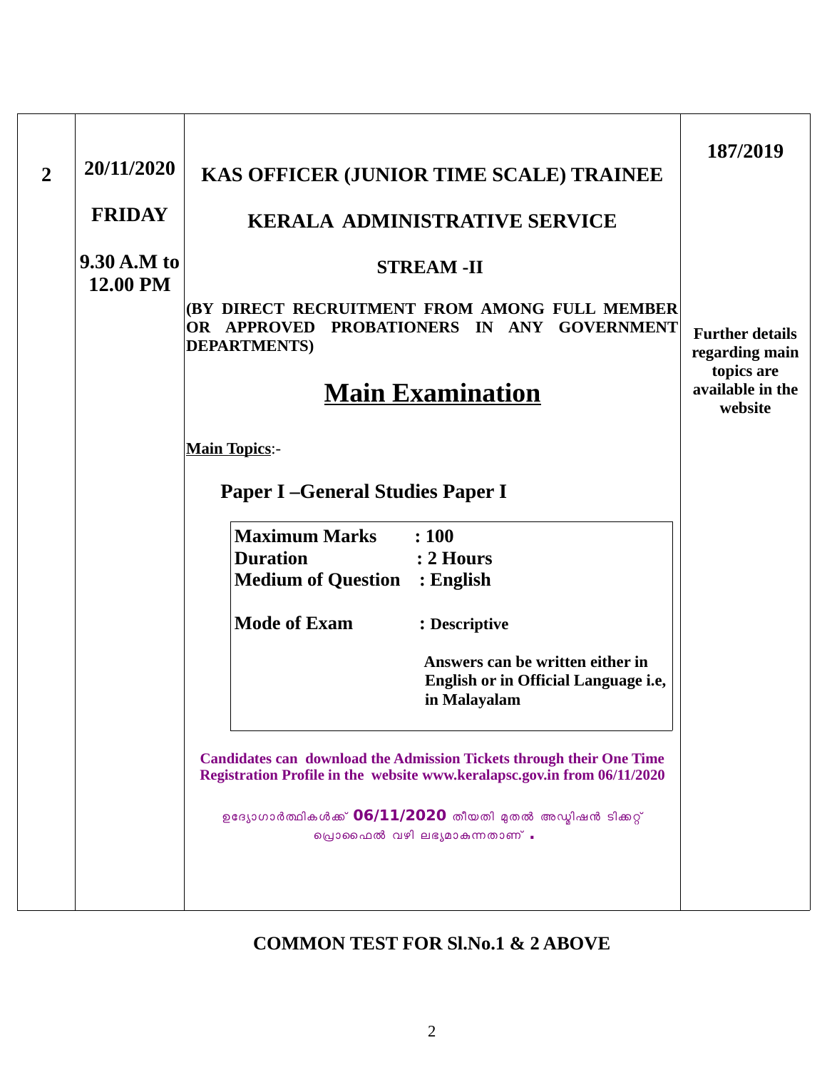| 2 | 20/11/2020<br><br>FRIDAY<br><br>9.30 A.M to 12.00 PM | **KAS OFFICER (JUNIOR TIME SCALE) TRAINEE**<br><br>**KERALA ADMINISTRATIVE SERVICE**<br><br>**STREAM -II**<br><br>**(BY DIRECT RECRUITMENT FROM AMONG FULL MEMBER OR APPROVED PROBATIONERS IN ANY GOVERNMENT DEPARTMENTS)**<br><br>**Main Examination**<br><br>**Main Topics**:-<br><br>**Paper I –General Studies Paper I**<br><br>**Maximum Marks : 100**<br>**Duration : 2 Hours**<br>**Medium of Question : English**<br><br>**Mode of Exam : Descriptive**<br><br>**Answers can be written either in English or in Official Language i.e, in Malayalam**<br><br>**Candidates can download the Admission Tickets through their One Time Registration Profile in the website www.keralapsc.gov.in from 06/11/2020**<br><br>ഉദ്യോഗാർത്ഥികൾക്ക് **06/11/2020** തീയതി മുതൽ അഡ്മിഷൻ ടിക്കറ്റ് പ്രൊഫൈൽ വഴി ലഭ്യമാകുന്നതാണ് . | **187/2019**<br><br>**Further details regarding main topics are available in the website** |
|---|---|---|---|

**COMMON TEST FOR Sl.No.1 & 2 ABOVE**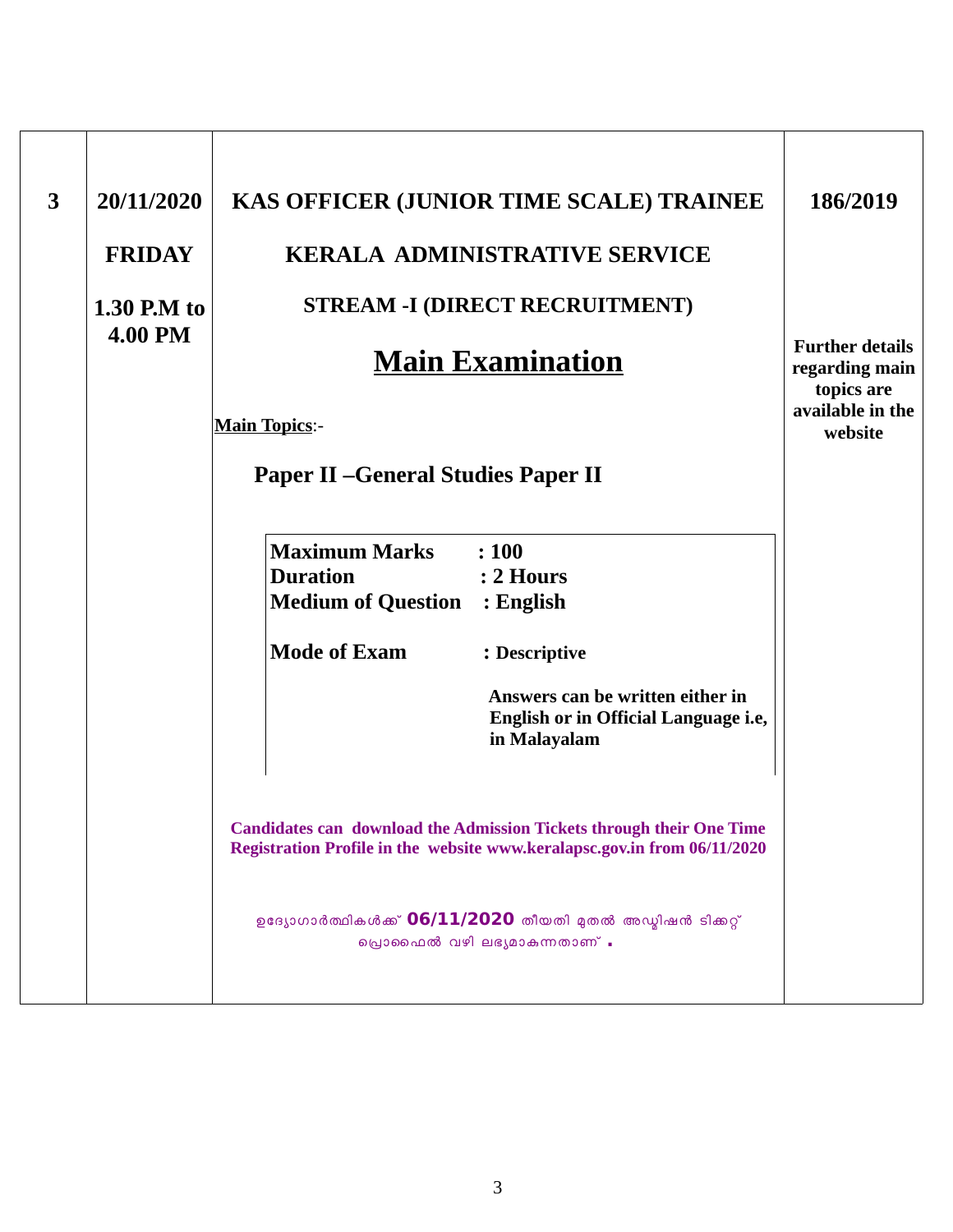| 3 | 20/11/2020<br><br>FRIDAY<br><br>1.30 P.M to 4.00 PM | **KAS OFFICER (JUNIOR TIME SCALE) TRAINEE**<br><br>**KERALA ADMINISTRATIVE SERVICE**<br><br>**STREAM -I (DIRECT RECRUITMENT)**<br><br>**Main Examination**<br><br>**Main Topics**:-<br><br>**Paper II –General Studies Paper II**<br><br>**Maximum Marks : 100**<br>**Duration : 2 Hours**<br>**Medium of Question : English**<br>**Mode of Exam : Descriptive**<br>**Answers can be written either in English or in Official Language i.e, in Malayalam**<br><br>**Candidates can download the Admission Tickets through their One Time Registration Profile in the website www.keralapsc.gov.in from 06/11/2020**<br><br>ഉദ്യോഗാർത്ഥികൾക്ക് **06/11/2020** തീയതി മുതൽ അഡ്മിഷൻ ടിക്കറ്റ് പ്രൊഫൈൽ വഴി ലഭ്യമാകുന്നതാണ് . | 186/2019<br><br>**Further details regarding main topics are available in the website** |
|---|---|---|---|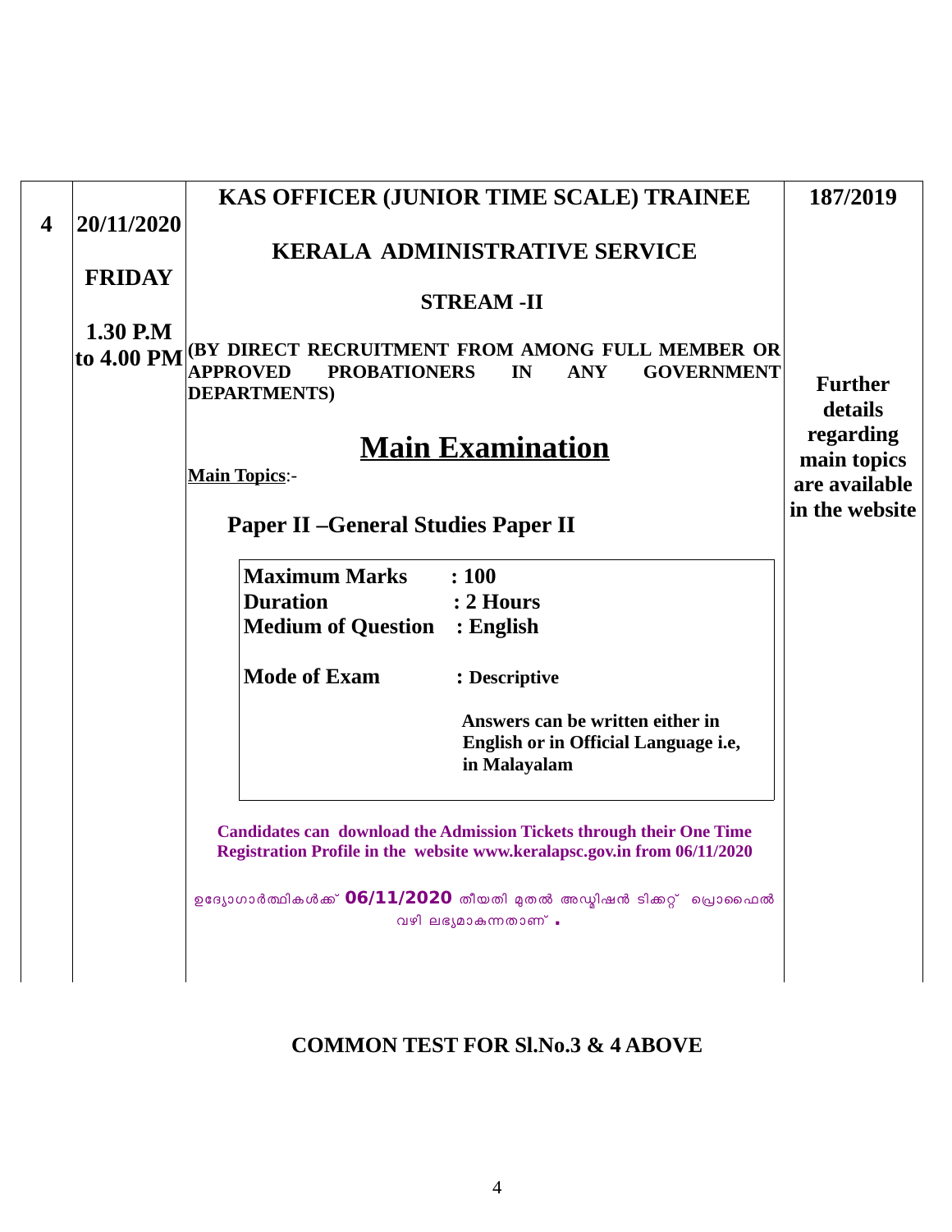| | | | |
|---|---|---|---|
| **4** | **20/11/2020**<br><br>**FRIDAY**<br><br>**1.30 P.M to 4.00 PM** | **KAS OFFICER (JUNIOR TIME SCALE) TRAINEE**<br><br>**KERALA ADMINISTRATIVE SERVICE**<br><br>**STREAM -II**<br><br>**(BY DIRECT RECRUITMENT FROM AMONG FULL MEMBER OR APPROVED PROBATIONERS IN ANY GOVERNMENT DEPARTMENTS)**<br><br>**Main Examination**<br><br>**Main Topics**:-<br><br>**Paper II –General Studies Paper II**<br><br>**Maximum Marks : 100**<br>**Duration : 2 Hours**<br>**Medium of Question : English**<br><br>**Mode of Exam : Descriptive**<br><br>**Answers can be written either in English or in Official Language i.e, in Malayalam**<br><br>**Candidates can download the Admission Tickets through their One Time Registration Profile in the website www.keralapsc.gov.in from 06/11/2020**<br><br>ഉദ്യോഗാർത്ഥികൾക്ക് **06/11/2020** തീയതി മുതൽ അഡ്മിഷൻ ടിക്കറ്റ് പ്രൊഫൈൽ വഴി ലഭ്യമാകുന്നതാണ് . | **187/2019**<br><br>**Further details regarding main topics are available in the website** |

**COMMON TEST FOR Sl.No.3 & 4 ABOVE**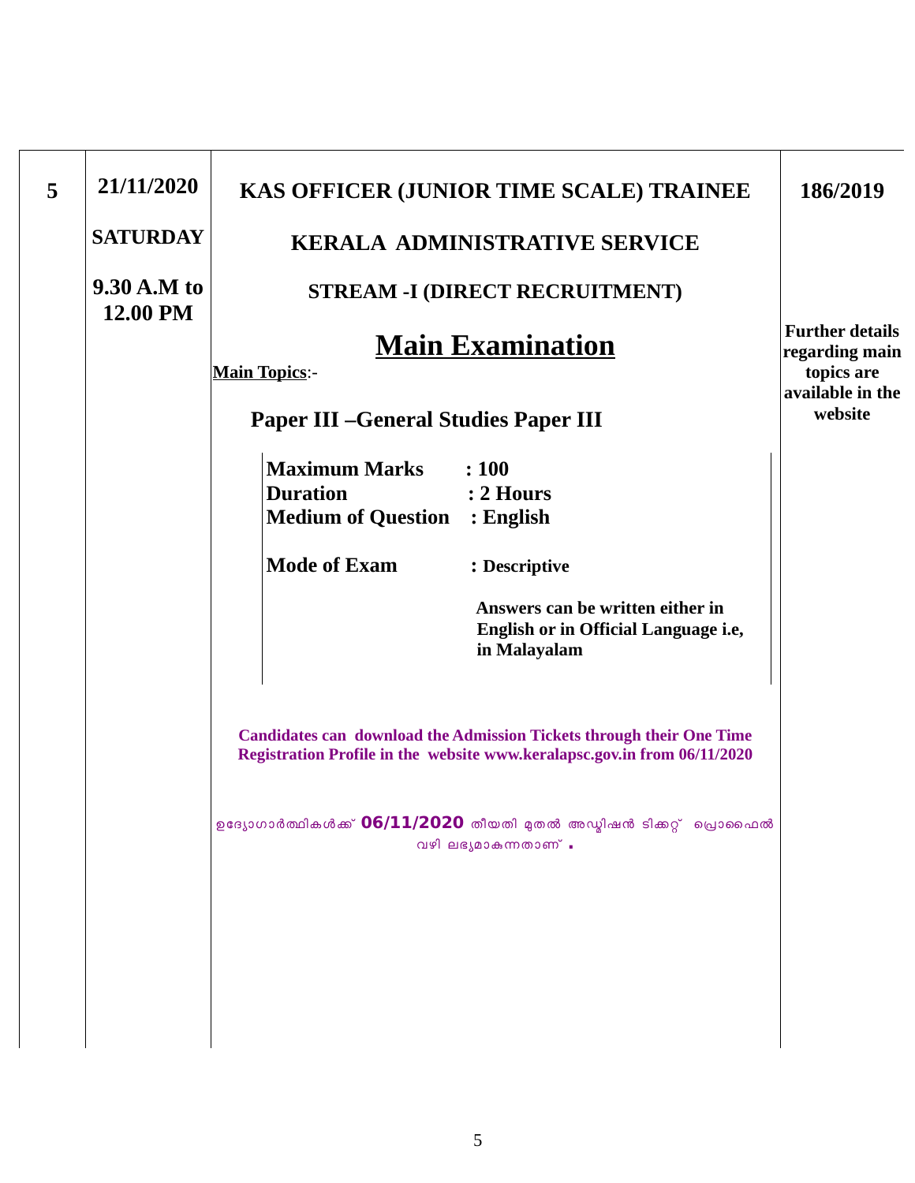| 5 | 21/11/2020<br><br>SATURDAY<br><br>9.30 A.M to 12.00 PM | **KAS OFFICER (JUNIOR TIME SCALE) TRAINEE**<br><br>**KERALA ADMINISTRATIVE SERVICE**<br><br>**STREAM -I (DIRECT RECRUITMENT)**<br><br>**Main Examination**<br><br>**Main Topics**:-<br><br>**Paper III –General Studies Paper III**<br><br>**Maximum Marks : 100**<br>**Duration : 2 Hours**<br>**Medium of Question : English**<br><br>**Mode of Exam : Descriptive**<br><br>**Answers can be written either in English or in Official Language i.e, in Malayalam**<br><br>**Candidates can download the Admission Tickets through their One Time Registration Profile in the website www.keralapsc.gov.in from 06/11/2020**<br><br>ഉദ്യോഗാർത്ഥികൾക്ക് **06/11/2020** തീയതി മുതൽ അഡ്മിഷൻ ടിക്കറ്റ് പ്രൊഫൈൽ വഴി ലഭ്യമാകുന്നതാണ് . | **186/2019**<br><br>**Further details regarding main topics are available in the website** |
|---|---|---|---|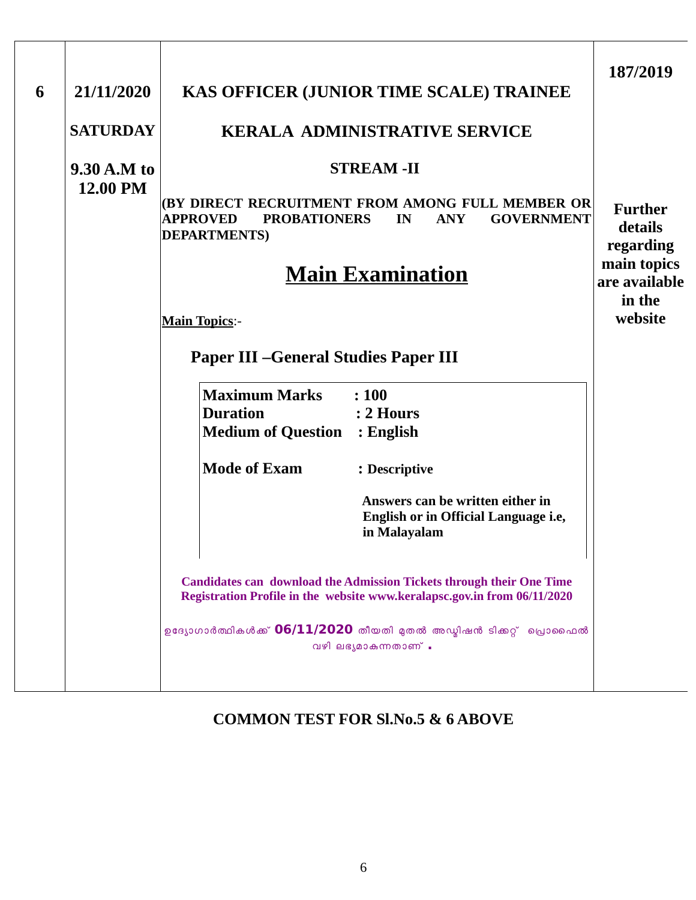| | | | |
|---|---|---|---|
| 6 | 21/11/2020<br><br>**SATURDAY**<br><br>**9.30 A.M to 12.00 PM** | **KAS OFFICER (JUNIOR TIME SCALE) TRAINEE**<br><br>**KERALA ADMINISTRATIVE SERVICE**<br><br>**STREAM -II**<br><br>**(BY DIRECT RECRUITMENT FROM AMONG FULL MEMBER OR APPROVED PROBATIONERS IN ANY GOVERNMENT DEPARTMENTS)**<br><br>**Main Examination**<br><br>**Main Topics**:-<br><br>**Paper III –General Studies Paper III**<br><br>**Maximum Marks : 100**<br>**Duration : 2 Hours**<br>**Medium of Question : English**<br><br>**Mode of Exam : Descriptive**<br><br>**Answers can be written either in English or in Official Language i.e, in Malayalam**<br><br>**Candidates can download the Admission Tickets through their One Time Registration Profile in the website www.keralapsc.gov.in from 06/11/2020**<br><br>ഉദ്യോഗാർത്ഥികൾക്ക് **06/11/2020** തീയതി മുതൽ അഡ്മിഷൻ ടിക്കറ്റ് പ്രൊഫൈൽ വഴി ലഭ്യമാകുന്നതാണ് . | **187/2019**<br><br>**Further details regarding main topics are available in the website** |

**COMMON TEST FOR Sl.No.5 & 6 ABOVE**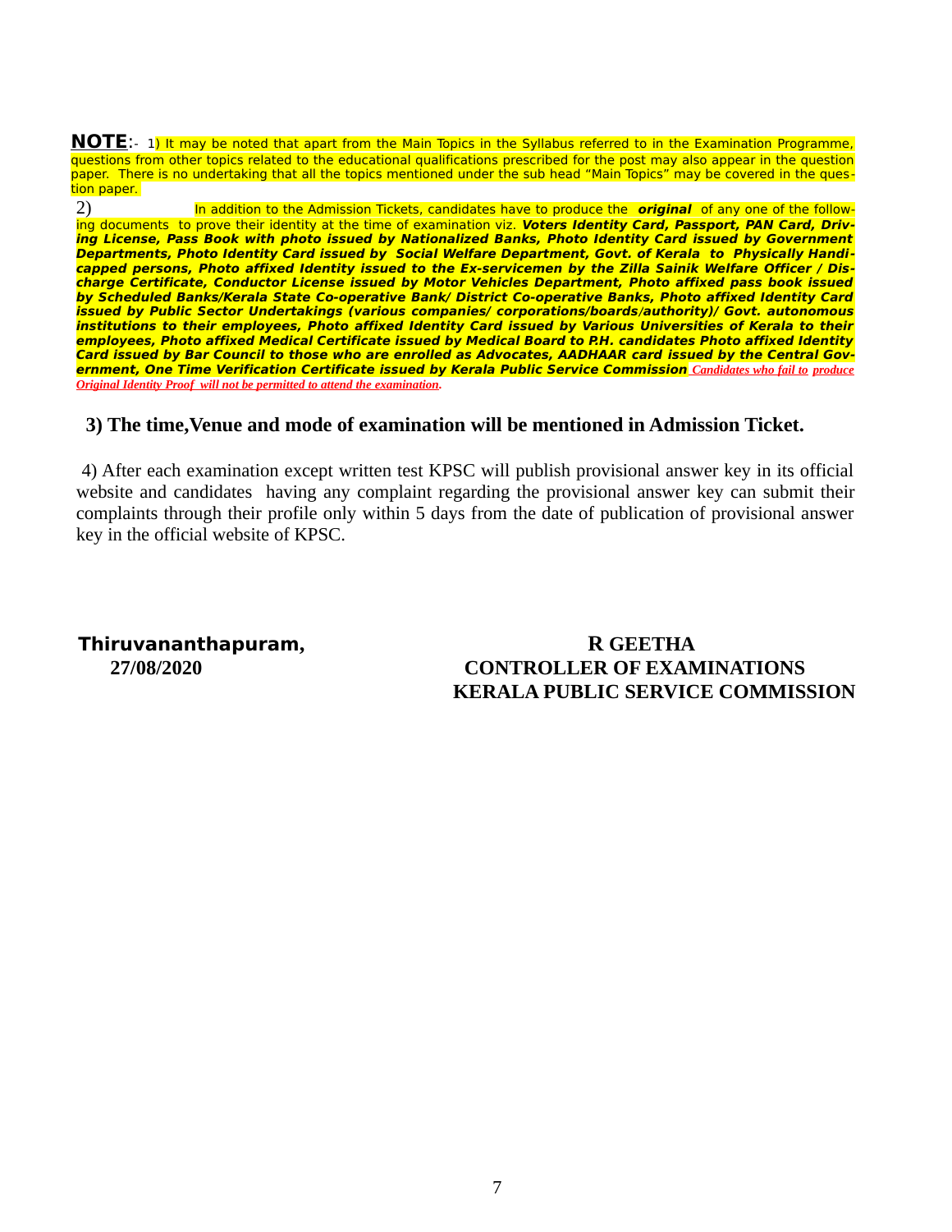**NOTE**:- 1) It may be noted that apart from the Main Topics in the Syllabus referred to in the Examination Programme, questions from other topics related to the educational qualifications prescribed for the post may also appear in the question paper. There is no undertaking that all the topics mentioned under the sub head "Main Topics" may be covered in the question paper.

2) In addition to the Admission Tickets, candidates have to produce the ***original*** of any one of the following documents to prove their identity at the time of examination viz. ***Voters Identity Card, Passport, PAN Card, Driving License, Pass Book with photo issued by Nationalized Banks, Photo Identity Card issued by Government Departments, Photo Identity Card issued by Social Welfare Department, Govt. of Kerala to Physically Handicapped persons, Photo affixed Identity issued to the Ex-servicemen by the Zilla Sainik Welfare Officer / Discharge Certificate, Conductor License issued by Motor Vehicles Department, Photo affixed pass book issued by Scheduled Banks/Kerala State Co-operative Bank/ District Co-operative Banks, Photo affixed Identity Card issued by Public Sector Undertakings (various companies/ corporations/boards/authority)/ Govt. autonomous institutions to their employees, Photo affixed Identity Card issued by Various Universities of Kerala to their employees, Photo affixed Medical Certificate issued by Medical Board to P.H. candidates Photo affixed Identity Card issued by Bar Council to those who are enrolled as Advocates, AADHAAR card issued by the Central Government, One Time Verification Certificate issued by Kerala Public Service Commission*** ***Candidates who fail to produce Original Identity Proof will not be permitted to attend the examination.***

**3) The time,Venue and mode of examination will be mentioned in Admission Ticket.**

4) After each examination except written test KPSC will publish provisional answer key in its official website and candidates having any complaint regarding the provisional answer key can submit their complaints through their profile only within 5 days from the date of publication of provisional answer key in the official website of KPSC.

**Thiruvananthapuram,**
**27/08/2020**

**R GEETHA**
**CONTROLLER OF EXAMINATIONS**
**KERALA PUBLIC SERVICE COMMISSION**